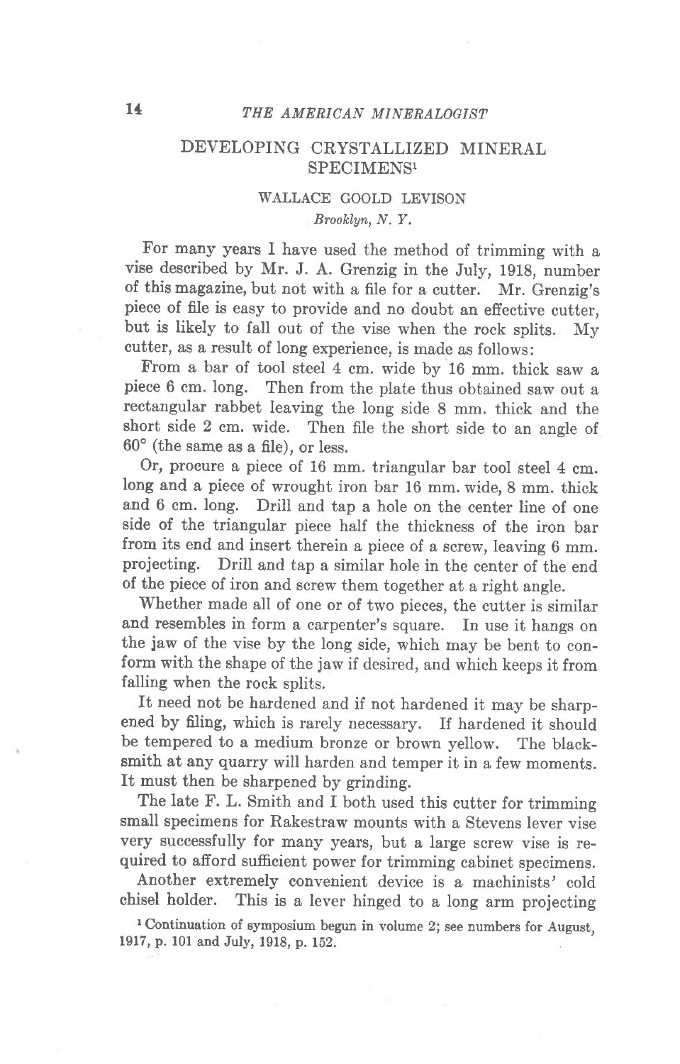# DEVELOPING CRYSTALLIZED MINERAL SPECIMENS[1]

WALLACE GOOLD LEVISON

*Brooklyn, N. Y.*

For many years I have used the method of trimming with a vise described by Mr. J. A. Grenzig in the July, 1918, number of this magazine, but not with a file for a cutter. Mr. Grenzig's piece of file is easy to provide and no doubt an effective cutter, but is likely to fall out of the vise when the rock splits. My cutter, as a result of long experience, is made as follows:

From a bar of tool steel 4 cm. wide by 16 mm. thick saw a piece 6 cm. long. Then from the plate thus obtained saw out a rectangular rabbet leaving the long side 8 mm. thick and the short side 2 cm. wide. Then file the short side to an angle of 60° (the same as a file), or less.

Or, procure a piece of 16 mm. triangular bar tool steel 4 cm. long and a piece of wrought iron bar 16 mm. wide, 8 mm. thick and 6 cm. long. Drill and tap a hole on the center line of one side of the triangular piece half the thickness of the iron bar from its end and insert therein a piece of a screw, leaving 6 mm. projecting. Drill and tap a similar hole in the center of the end of the piece of iron and screw them together at a right angle.

Whether made all of one or of two pieces, the cutter is similar and resembles in form a carpenter's square. In use it hangs on the jaw of the vise by the long side, which may be bent to conform with the shape of the jaw if desired, and which keeps it from falling when the rock splits.

It need not be hardened and if not hardened it may be sharpened by filing, which is rarely necessary. If hardened it should be tempered to a medium bronze or brown yellow. The blacksmith at any quarry will harden and temper it in a few moments. It must then be sharpened by grinding.

The late F. L. Smith and I both used this cutter for trimming small specimens for Rakestraw mounts with a Stevens lever vise very successfully for many years, but a large screw vise is required to afford sufficient power for trimming cabinet specimens.

Another extremely convenient device is a machinists' cold chisel holder. This is a lever hinged to a long arm projecting

[1] Continuation of symposium begun in volume 2; see numbers for August, 1917, p. 101 and July, 1918, p. 152.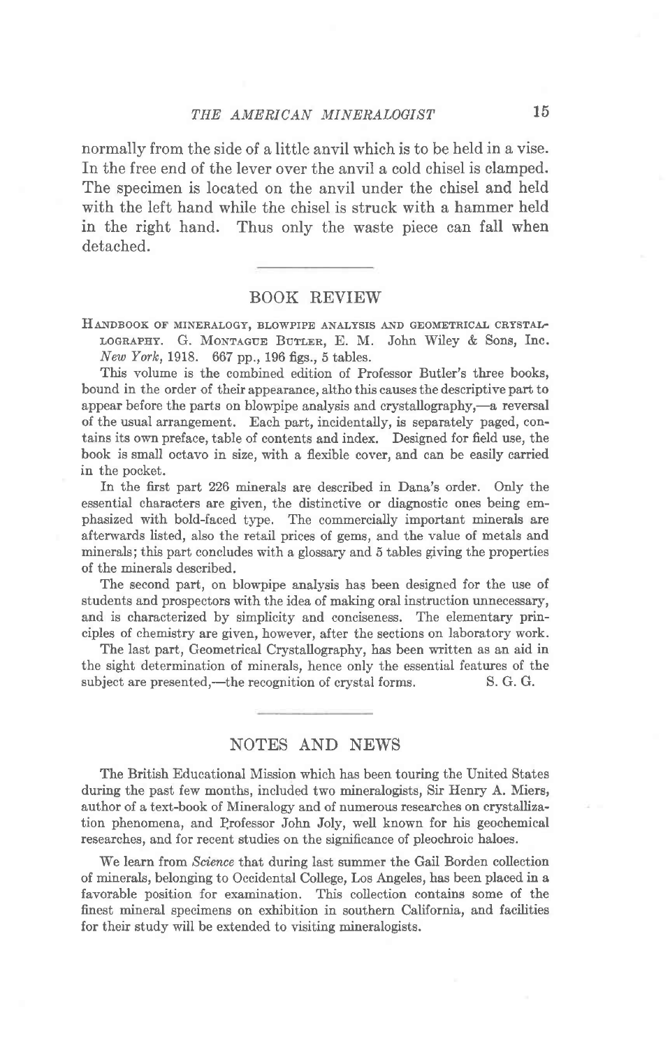normally from the side of a little anvil which is to be held in a vise. In the free end of the lever over the anvil a cold chisel is clamped. The specimen is located on the anvil under the chisel and held with the left hand while the chisel is struck with a hammer held in the right hand. Thus only the waste piece can fall when detached.

## BOOK REVIEW

Handbook of mineralogy, blowpipe analysis and geometrical crystallography. G. Montague Butler, E. M. John Wiley & Sons, Inc. *New York*, 1918. 667 pp., 196 figs., 5 tables.

This volume is the combined edition of Professor Butler's three books, bound in the order of their appearance, altho this causes the descriptive part to appear before the parts on blowpipe analysis and crystallography,—a reversal of the usual arrangement. Each part, incidentally, is separately paged, contains its own preface, table of contents and index. Designed for field use, the book is small octavo in size, with a flexible cover, and can be easily carried in the pocket.

In the first part 226 minerals are described in Dana's order. Only the essential characters are given, the distinctive or diagnostic ones being emphasized with bold-faced type. The commercially important minerals are afterwards listed, also the retail prices of gems, and the value of metals and minerals; this part concludes with a glossary and 5 tables giving the properties of the minerals described.

The second part, on blowpipe analysis has been designed for the use of students and prospectors with the idea of making oral instruction unnecessary, and is characterized by simplicity and conciseness. The elementary principles of chemistry are given, however, after the sections on laboratory work.

The last part, Geometrical Crystallography, has been written as an aid in the sight determination of minerals, hence only the essential features of the subject are presented,—the recognition of crystal forms. S. G. G.

## NOTES AND NEWS

The British Educational Mission which has been touring the United States during the past few months, included two mineralogists, Sir Henry A. Miers, author of a text-book of Mineralogy and of numerous researches on crystallization phenomena, and Professor John Joly, well known for his geochemical researches, and for recent studies on the significance of pleochroic haloes.

We learn from *Science* that during last summer the Gail Borden collection of minerals, belonging to Occidental College, Los Angeles, has been placed in a favorable position for examination. This collection contains some of the finest mineral specimens on exhibition in southern California, and facilities for their study will be extended to visiting mineralogists.